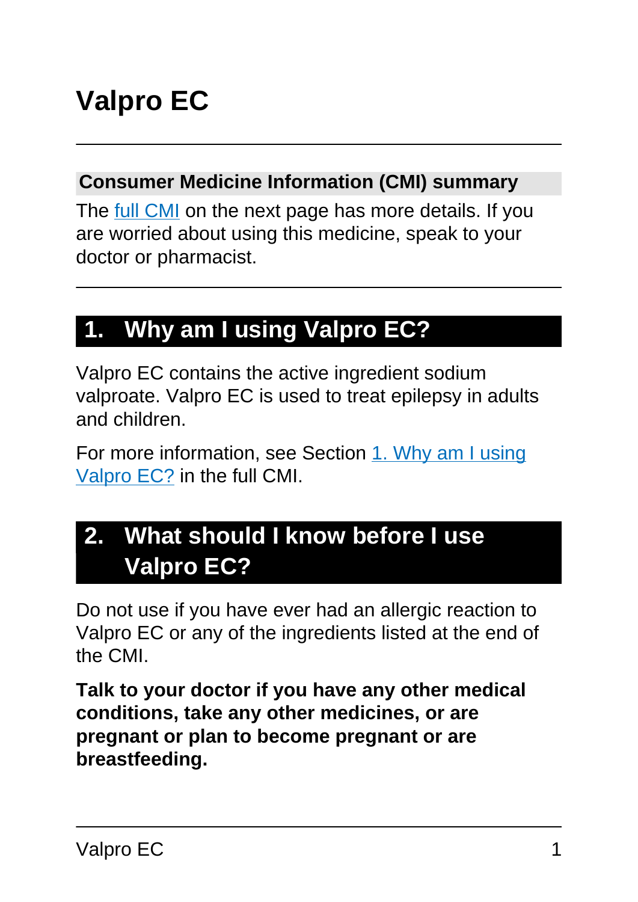# Valpro EC

## Consumer Medicine Information (CMI) summary

The full CMI on the next page has more details. If you are worried about using this medicine, speak to your doctor or pharmacist.

## 1. Why am I using Valpro EC?

Valpro EC contains the active ingredient sodium valproate. Valpro EC is used to treat epilepsy in adults and children.

For more information, see Section 1. Why am I using Valpro EC? in the full CMI.

## 2. What should I know before I use Valpro EC?

Do not use if you have ever had an allergic reaction to Valpro EC or any of the ingredients listed at the end of the CMI.

**Talk to your doctor if you have any other medical conditions, take any other medicines, or are pregnant or plan to become pregnant or are breastfeeding.**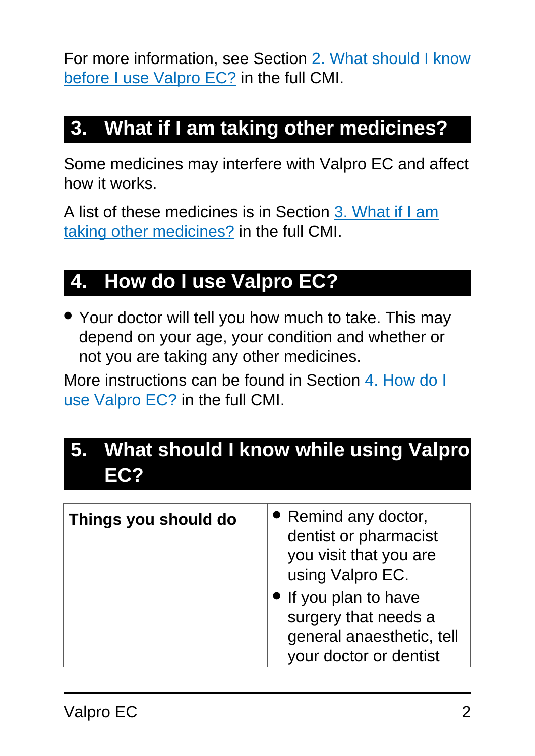For more information, see Section 2. What should I know before I use Valpro EC? in the full CMI.

## 3. What if I am taking other medicines?

Some medicines may interfere with Valpro EC and affect how it works.

A list of these medicines is in Section 3. What if I am taking other medicines? in the full CMI.

## 4. How do I use Valpro EC?

- Your doctor will tell you how much to take. This may depend on your age, your condition and whether or not you are taking any other medicines.

More instructions can be found in Section 4. How do I use Valpro EC? in the full CMI.

## 5. What should I know while using Valpro EC?

| **Things you should do** | • Remind any doctor, dentist or pharmacist you visit that you are using Valpro EC.<br>• If you plan to have surgery that needs a general anaesthetic, tell your doctor or dentist |
|---|---|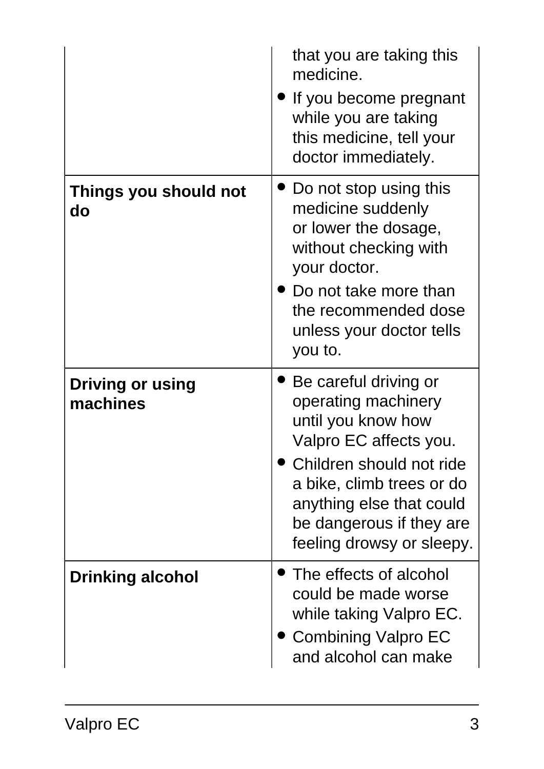| | |
|---|---|
| | that you are taking this medicine.<br>• If you become pregnant while you are taking this medicine, tell your doctor immediately. |
| **Things you should not do** | • Do not stop using this medicine suddenly or lower the dosage, without checking with your doctor.<br>• Do not take more than the recommended dose unless your doctor tells you to. |
| **Driving or using machines** | • Be careful driving or operating machinery until you know how Valpro EC affects you.<br>• Children should not ride a bike, climb trees or do anything else that could be dangerous if they are feeling drowsy or sleepy. |
| **Drinking alcohol** | • The effects of alcohol could be made worse while taking Valpro EC.<br>• Combining Valpro EC and alcohol can make |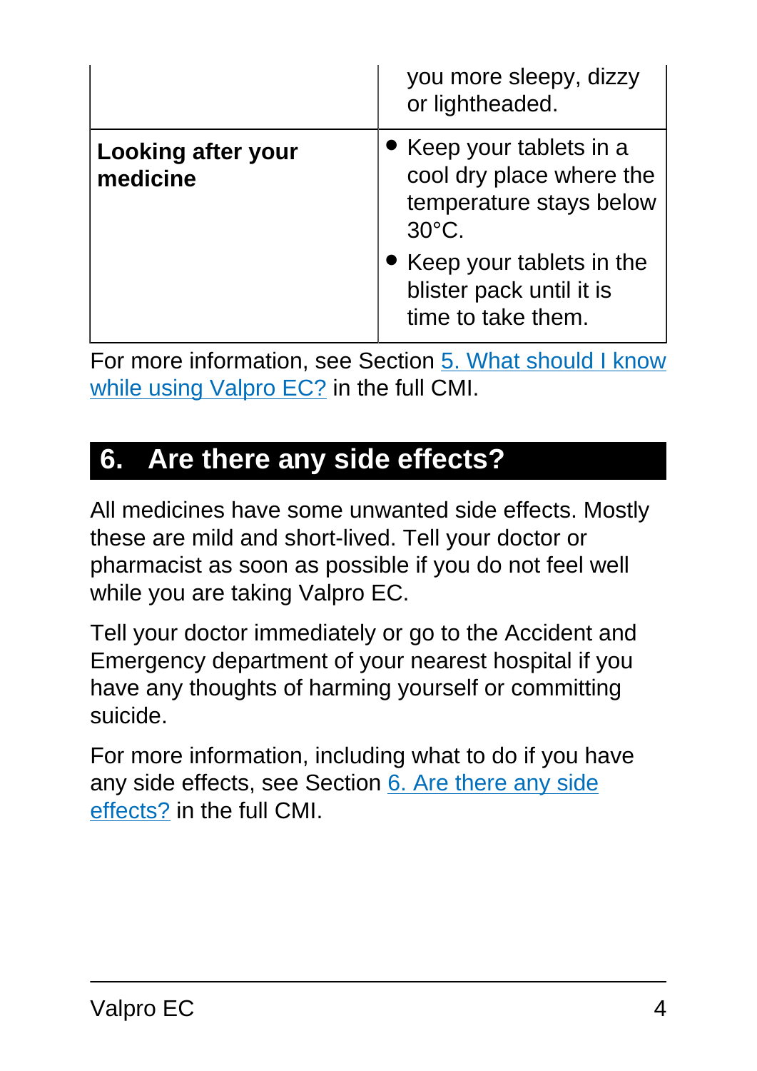| | |
|---|---|
| | you more sleepy, dizzy or lightheaded. |
| **Looking after your medicine** | • Keep your tablets in a cool dry place where the temperature stays below 30°C.<br>• Keep your tablets in the blister pack until it is time to take them. |

For more information, see Section 5. What should I know while using Valpro EC? in the full CMI.

## 6. Are there any side effects?

All medicines have some unwanted side effects. Mostly these are mild and short-lived. Tell your doctor or pharmacist as soon as possible if you do not feel well while you are taking Valpro EC.

Tell your doctor immediately or go to the Accident and Emergency department of your nearest hospital if you have any thoughts of harming yourself or committing suicide.

For more information, including what to do if you have any side effects, see Section 6. Are there any side effects? in the full CMI.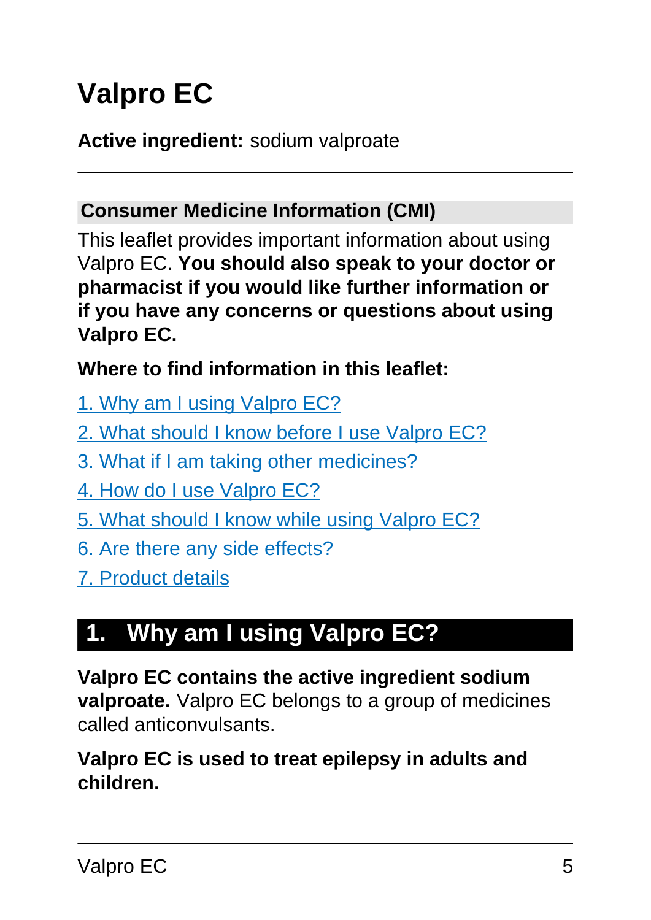# Valpro EC

**Active ingredient:** sodium valproate

---

## Consumer Medicine Information (CMI)

This leaflet provides important information about using Valpro EC. **You should also speak to your doctor or pharmacist if you would like further information or if you have any concerns or questions about using Valpro EC.**

**Where to find information in this leaflet:**

1. Why am I using Valpro EC?
2. What should I know before I use Valpro EC?
3. What if I am taking other medicines?
4. How do I use Valpro EC?
5. What should I know while using Valpro EC?
6. Are there any side effects?
7. Product details

## 1. Why am I using Valpro EC?

**Valpro EC contains the active ingredient sodium valproate.** Valpro EC belongs to a group of medicines called anticonvulsants.

**Valpro EC is used to treat epilepsy in adults and children.**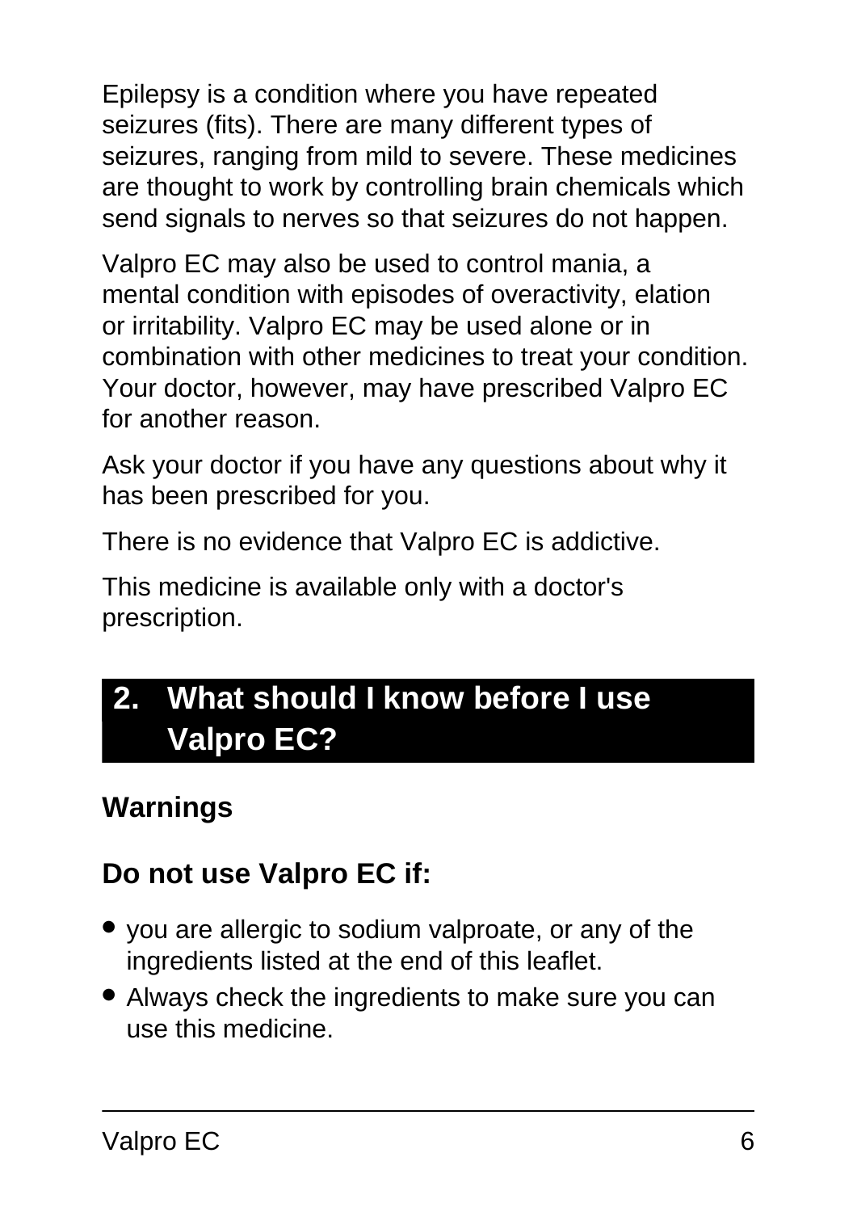Epilepsy is a condition where you have repeated seizures (fits). There are many different types of seizures, ranging from mild to severe. These medicines are thought to work by controlling brain chemicals which send signals to nerves so that seizures do not happen.

Valpro EC may also be used to control mania, a mental condition with episodes of overactivity, elation or irritability. Valpro EC may be used alone or in combination with other medicines to treat your condition. Your doctor, however, may have prescribed Valpro EC for another reason.

Ask your doctor if you have any questions about why it has been prescribed for you.

There is no evidence that Valpro EC is addictive.

This medicine is available only with a doctor's prescription.

## 2. What should I know before I use Valpro EC?

### Warnings

### Do not use Valpro EC if:

- you are allergic to sodium valproate, or any of the ingredients listed at the end of this leaflet.
- Always check the ingredients to make sure you can use this medicine.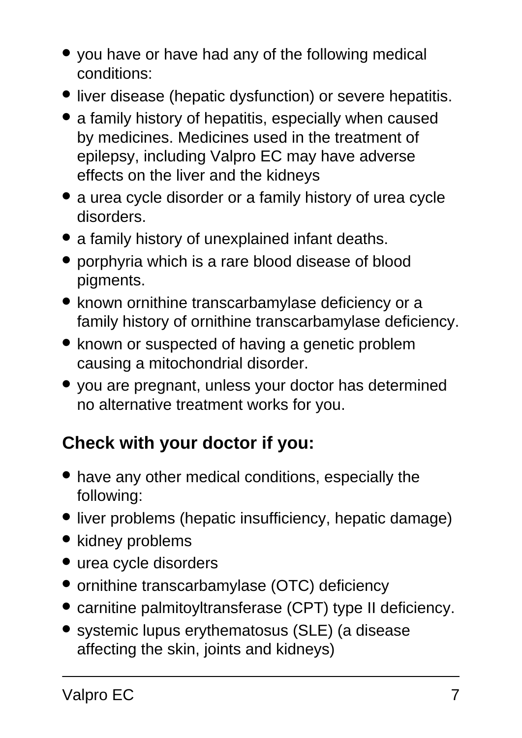- you have or have had any of the following medical conditions:
- liver disease (hepatic dysfunction) or severe hepatitis.
- a family history of hepatitis, especially when caused by medicines. Medicines used in the treatment of epilepsy, including Valpro EC may have adverse effects on the liver and the kidneys
- a urea cycle disorder or a family history of urea cycle disorders.
- a family history of unexplained infant deaths.
- porphyria which is a rare blood disease of blood pigments.
- known ornithine transcarbamylase deficiency or a family history of ornithine transcarbamylase deficiency.
- known or suspected of having a genetic problem causing a mitochondrial disorder.
- you are pregnant, unless your doctor has determined no alternative treatment works for you.

### Check with your doctor if you:

- have any other medical conditions, especially the following:
- liver problems (hepatic insufficiency, hepatic damage)
- kidney problems
- urea cycle disorders
- ornithine transcarbamylase (OTC) deficiency
- carnitine palmitoyltransferase (CPT) type II deficiency.
- systemic lupus erythematosus (SLE) (a disease affecting the skin, joints and kidneys)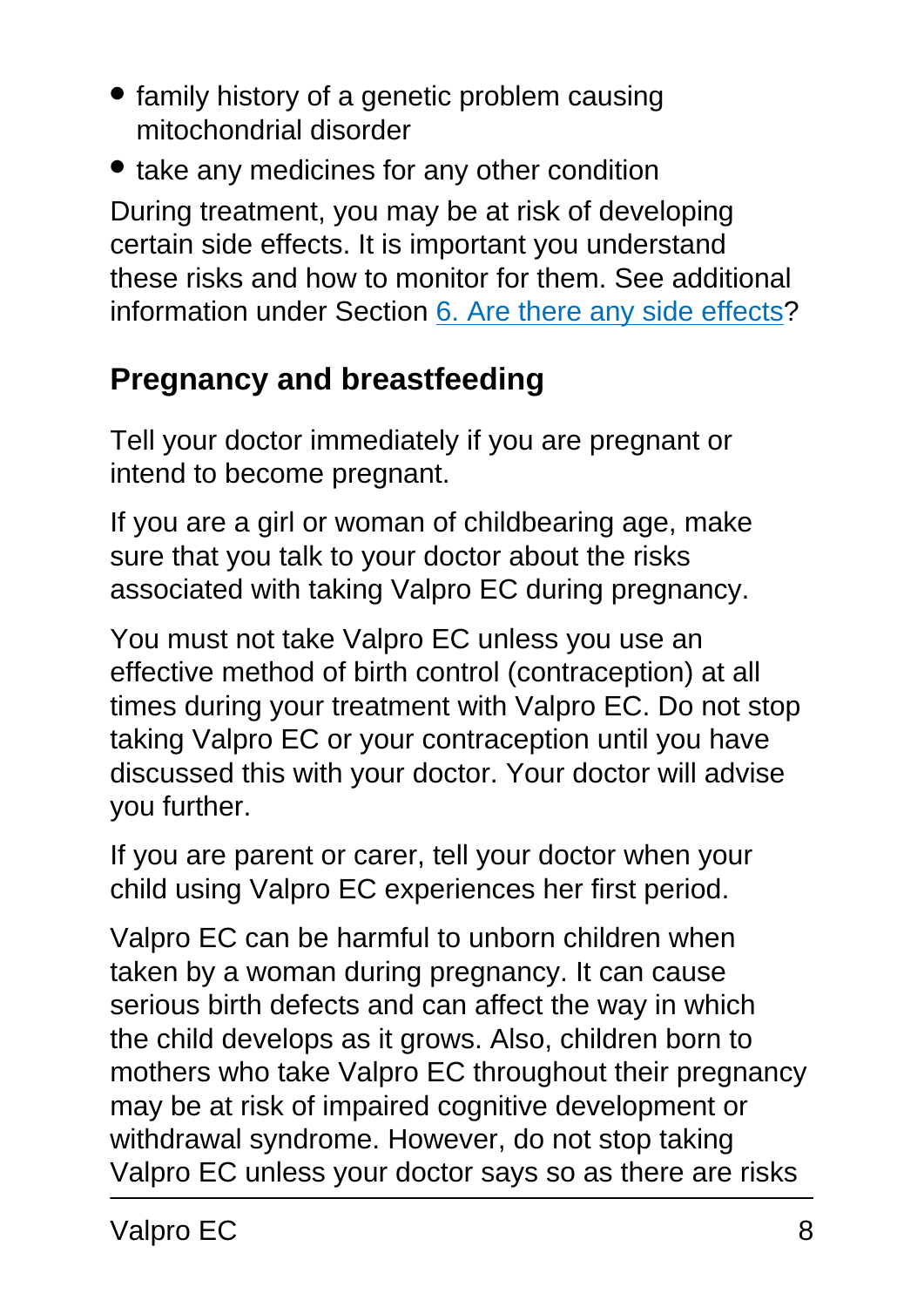- family history of a genetic problem causing mitochondrial disorder
- take any medicines for any other condition

During treatment, you may be at risk of developing certain side effects. It is important you understand these risks and how to monitor for them. See additional information under Section 6. Are there any side effects?

## Pregnancy and breastfeeding

Tell your doctor immediately if you are pregnant or intend to become pregnant.

If you are a girl or woman of childbearing age, make sure that you talk to your doctor about the risks associated with taking Valpro EC during pregnancy.

You must not take Valpro EC unless you use an effective method of birth control (contraception) at all times during your treatment with Valpro EC. Do not stop taking Valpro EC or your contraception until you have discussed this with your doctor. Your doctor will advise you further.

If you are parent or carer, tell your doctor when your child using Valpro EC experiences her first period.

Valpro EC can be harmful to unborn children when taken by a woman during pregnancy. It can cause serious birth defects and can affect the way in which the child develops as it grows. Also, children born to mothers who take Valpro EC throughout their pregnancy may be at risk of impaired cognitive development or withdrawal syndrome. However, do not stop taking Valpro EC unless your doctor says so as there are risks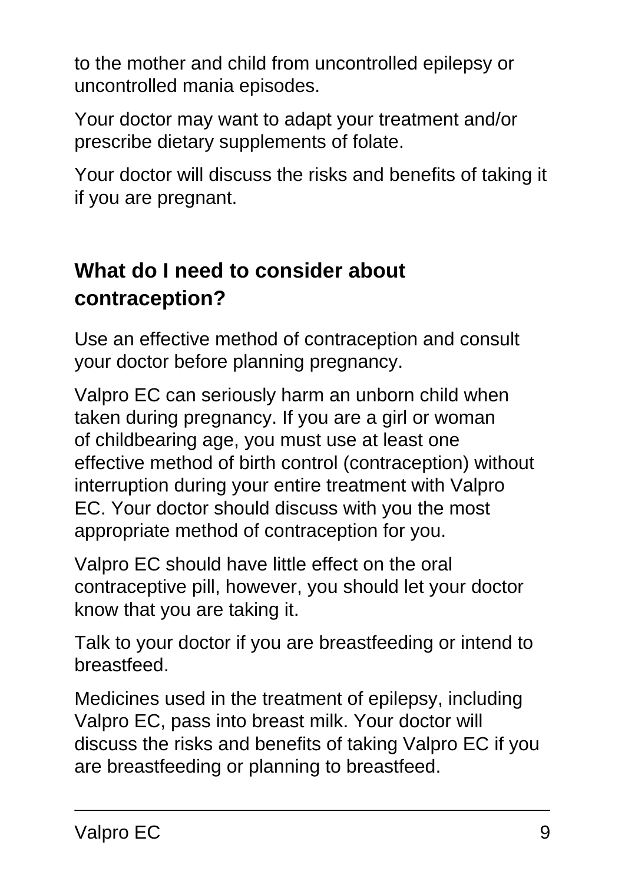to the mother and child from uncontrolled epilepsy or uncontrolled mania episodes.

Your doctor may want to adapt your treatment and/or prescribe dietary supplements of folate.

Your doctor will discuss the risks and benefits of taking it if you are pregnant.

## What do I need to consider about contraception?

Use an effective method of contraception and consult your doctor before planning pregnancy.

Valpro EC can seriously harm an unborn child when taken during pregnancy. If you are a girl or woman of childbearing age, you must use at least one effective method of birth control (contraception) without interruption during your entire treatment with Valpro EC. Your doctor should discuss with you the most appropriate method of contraception for you.

Valpro EC should have little effect on the oral contraceptive pill, however, you should let your doctor know that you are taking it.

Talk to your doctor if you are breastfeeding or intend to breastfeed.

Medicines used in the treatment of epilepsy, including Valpro EC, pass into breast milk. Your doctor will discuss the risks and benefits of taking Valpro EC if you are breastfeeding or planning to breastfeed.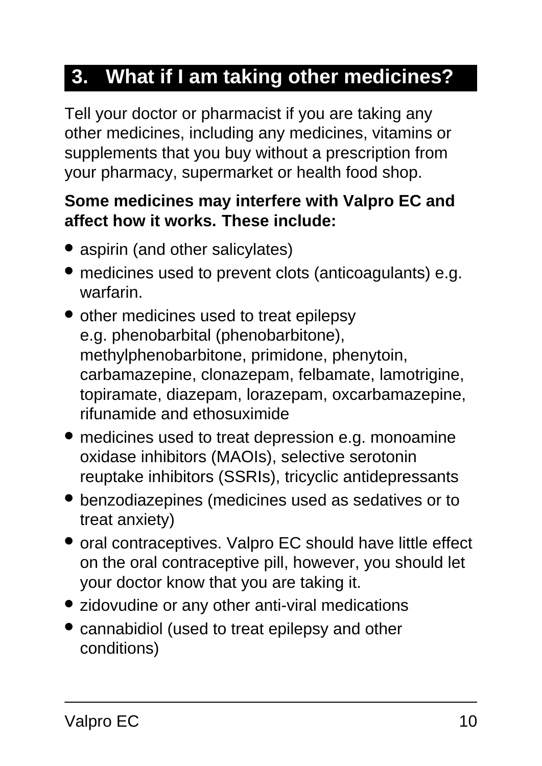## 3. What if I am taking other medicines?

Tell your doctor or pharmacist if you are taking any other medicines, including any medicines, vitamins or supplements that you buy without a prescription from your pharmacy, supermarket or health food shop.

**Some medicines may interfere with Valpro EC and affect how it works. These include:**

- aspirin (and other salicylates)
- medicines used to prevent clots (anticoagulants) e.g. warfarin.
- other medicines used to treat epilepsy e.g. phenobarbital (phenobarbitone), methylphenobarbitone, primidone, phenytoin, carbamazepine, clonazepam, felbamate, lamotrigine, topiramate, diazepam, lorazepam, oxcarbamazepine, rifunamide and ethosuximide
- medicines used to treat depression e.g. monoamine oxidase inhibitors (MAOIs), selective serotonin reuptake inhibitors (SSRIs), tricyclic antidepressants
- benzodiazepines (medicines used as sedatives or to treat anxiety)
- oral contraceptives. Valpro EC should have little effect on the oral contraceptive pill, however, you should let your doctor know that you are taking it.
- zidovudine or any other anti-viral medications
- cannabidiol (used to treat epilepsy and other conditions)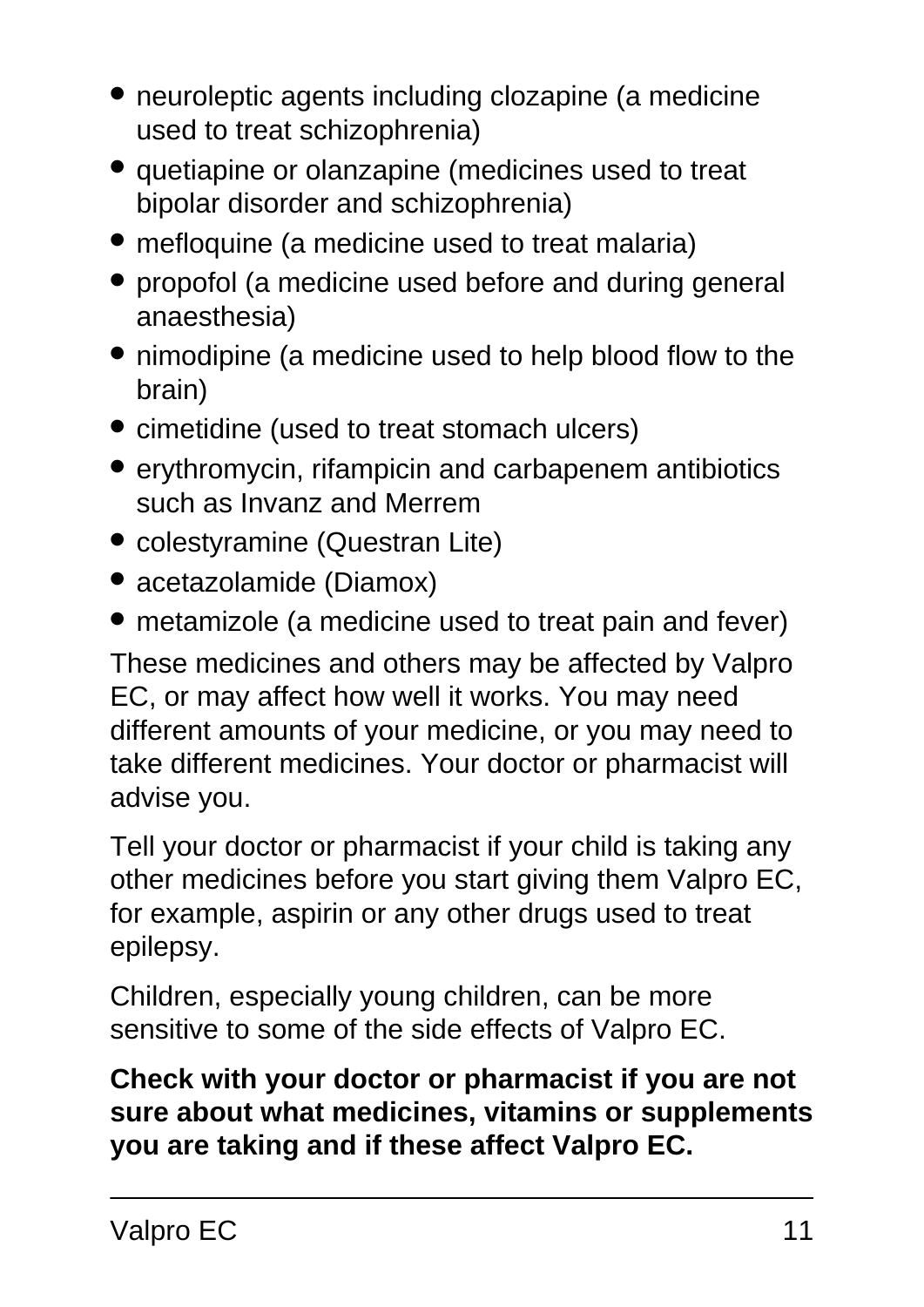- neuroleptic agents including clozapine (a medicine used to treat schizophrenia)
- quetiapine or olanzapine (medicines used to treat bipolar disorder and schizophrenia)
- mefloquine (a medicine used to treat malaria)
- propofol (a medicine used before and during general anaesthesia)
- nimodipine (a medicine used to help blood flow to the brain)
- cimetidine (used to treat stomach ulcers)
- erythromycin, rifampicin and carbapenem antibiotics such as Invanz and Merrem
- colestyramine (Questran Lite)
- acetazolamide (Diamox)
- metamizole (a medicine used to treat pain and fever)

These medicines and others may be affected by Valpro EC, or may affect how well it works. You may need different amounts of your medicine, or you may need to take different medicines. Your doctor or pharmacist will advise you.

Tell your doctor or pharmacist if your child is taking any other medicines before you start giving them Valpro EC, for example, aspirin or any other drugs used to treat epilepsy.

Children, especially young children, can be more sensitive to some of the side effects of Valpro EC.

**Check with your doctor or pharmacist if you are not sure about what medicines, vitamins or supplements you are taking and if these affect Valpro EC.**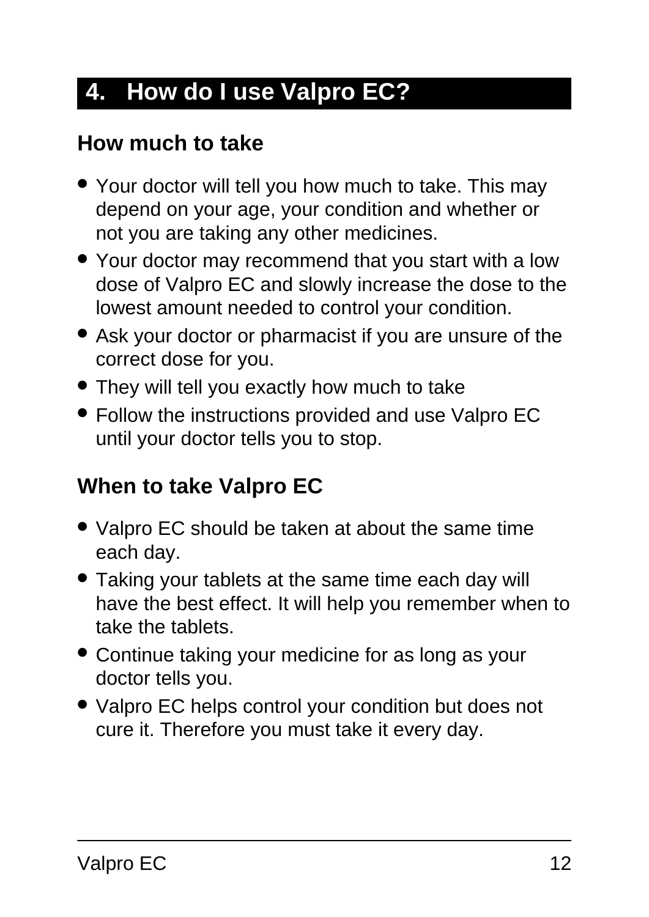## 4. How do I use Valpro EC?

### How much to take

- Your doctor will tell you how much to take. This may depend on your age, your condition and whether or not you are taking any other medicines.
- Your doctor may recommend that you start with a low dose of Valpro EC and slowly increase the dose to the lowest amount needed to control your condition.
- Ask your doctor or pharmacist if you are unsure of the correct dose for you.
- They will tell you exactly how much to take
- Follow the instructions provided and use Valpro EC until your doctor tells you to stop.

### When to take Valpro EC

- Valpro EC should be taken at about the same time each day.
- Taking your tablets at the same time each day will have the best effect. It will help you remember when to take the tablets.
- Continue taking your medicine for as long as your doctor tells you.
- Valpro EC helps control your condition but does not cure it. Therefore you must take it every day.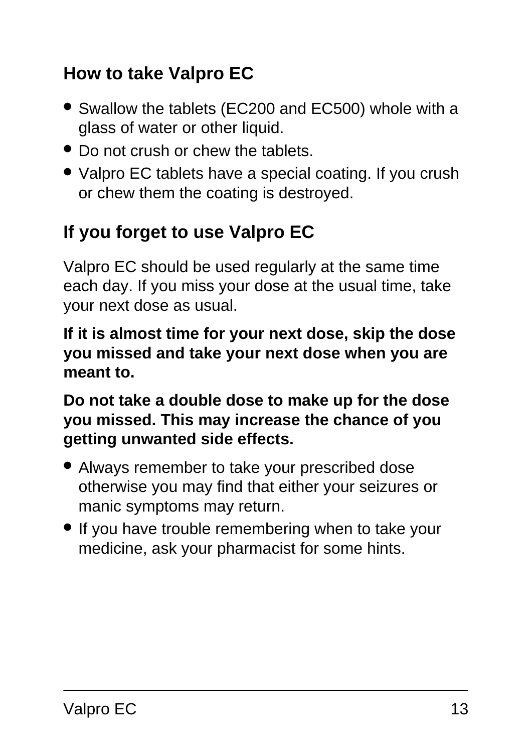## How to take Valpro EC

- Swallow the tablets (EC200 and EC500) whole with a glass of water or other liquid.
- Do not crush or chew the tablets.
- Valpro EC tablets have a special coating. If you crush or chew them the coating is destroyed.

## If you forget to use Valpro EC

Valpro EC should be used regularly at the same time each day. If you miss your dose at the usual time, take your next dose as usual.

**If it is almost time for your next dose, skip the dose you missed and take your next dose when you are meant to.**

**Do not take a double dose to make up for the dose you missed. This may increase the chance of you getting unwanted side effects.**

- Always remember to take your prescribed dose otherwise you may find that either your seizures or manic symptoms may return.
- If you have trouble remembering when to take your medicine, ask your pharmacist for some hints.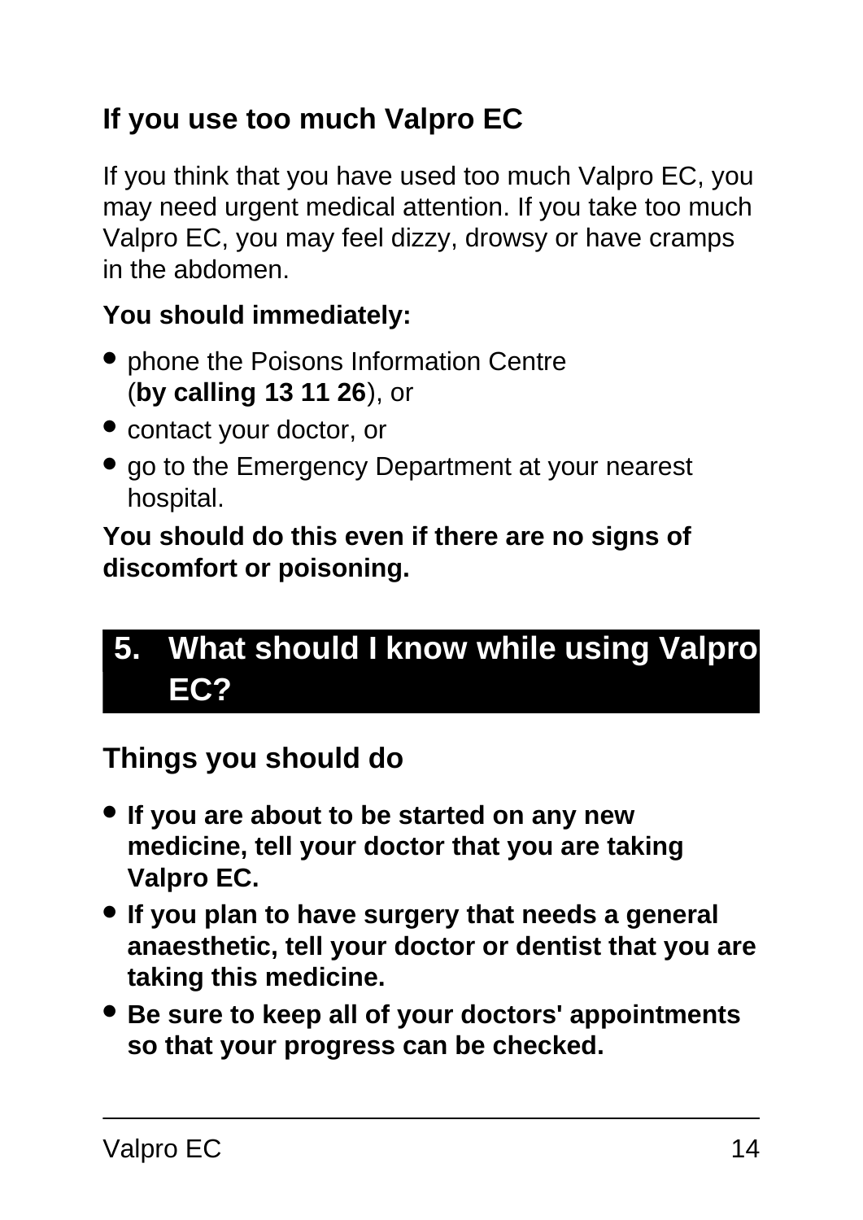### If you use too much Valpro EC

If you think that you have used too much Valpro EC, you may need urgent medical attention. If you take too much Valpro EC, you may feel dizzy, drowsy or have cramps in the abdomen.

**You should immediately:**

- phone the Poisons Information Centre (**by calling 13 11 26**), or
- contact your doctor, or
- go to the Emergency Department at your nearest hospital.

**You should do this even if there are no signs of discomfort or poisoning.**

## 5. What should I know while using Valpro EC?

### Things you should do

- **If you are about to be started on any new medicine, tell your doctor that you are taking Valpro EC.**
- **If you plan to have surgery that needs a general anaesthetic, tell your doctor or dentist that you are taking this medicine.**
- **Be sure to keep all of your doctors' appointments so that your progress can be checked.**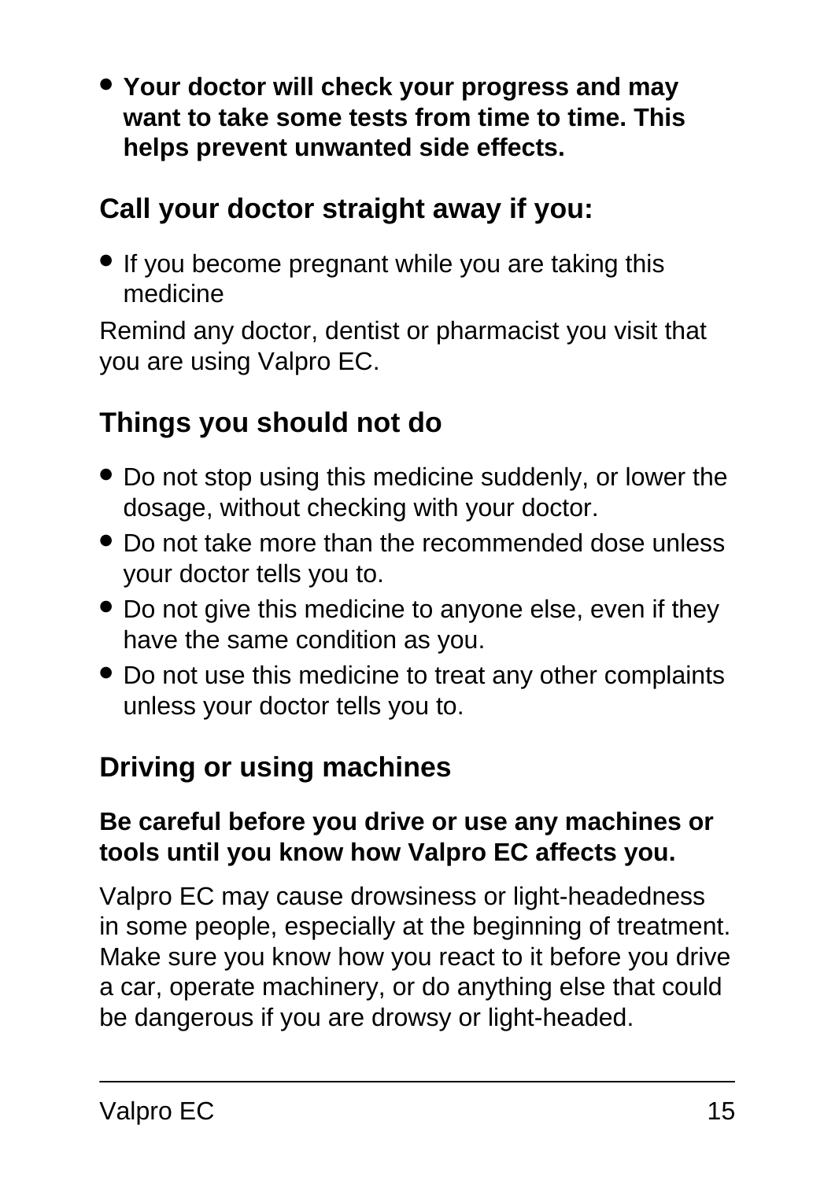- **Your doctor will check your progress and may want to take some tests from time to time. This helps prevent unwanted side effects.**

## Call your doctor straight away if you:

- If you become pregnant while you are taking this medicine

Remind any doctor, dentist or pharmacist you visit that you are using Valpro EC.

## Things you should not do

- Do not stop using this medicine suddenly, or lower the dosage, without checking with your doctor.
- Do not take more than the recommended dose unless your doctor tells you to.
- Do not give this medicine to anyone else, even if they have the same condition as you.
- Do not use this medicine to treat any other complaints unless your doctor tells you to.

## Driving or using machines

**Be careful before you drive or use any machines or tools until you know how Valpro EC affects you.**

Valpro EC may cause drowsiness or light-headedness in some people, especially at the beginning of treatment. Make sure you know how you react to it before you drive a car, operate machinery, or do anything else that could be dangerous if you are drowsy or light-headed.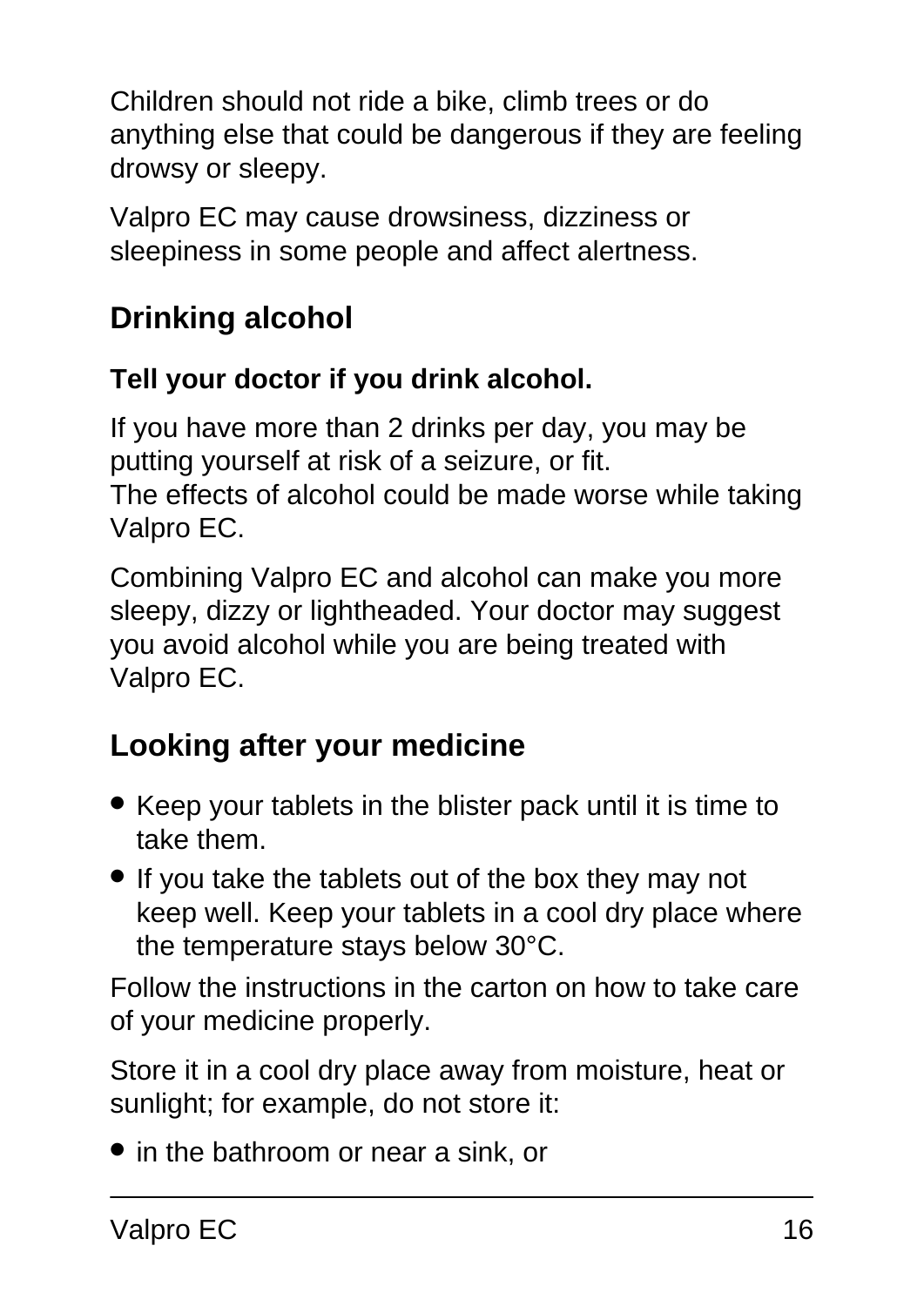Children should not ride a bike, climb trees or do anything else that could be dangerous if they are feeling drowsy or sleepy.

Valpro EC may cause drowsiness, dizziness or sleepiness in some people and affect alertness.

## Drinking alcohol

**Tell your doctor if you drink alcohol.**

If you have more than 2 drinks per day, you may be putting yourself at risk of a seizure, or fit.
The effects of alcohol could be made worse while taking Valpro EC.

Combining Valpro EC and alcohol can make you more sleepy, dizzy or lightheaded. Your doctor may suggest you avoid alcohol while you are being treated with Valpro EC.

## Looking after your medicine

- Keep your tablets in the blister pack until it is time to take them.
- If you take the tablets out of the box they may not keep well. Keep your tablets in a cool dry place where the temperature stays below 30°C.

Follow the instructions in the carton on how to take care of your medicine properly.

Store it in a cool dry place away from moisture, heat or sunlight; for example, do not store it:

- in the bathroom or near a sink, or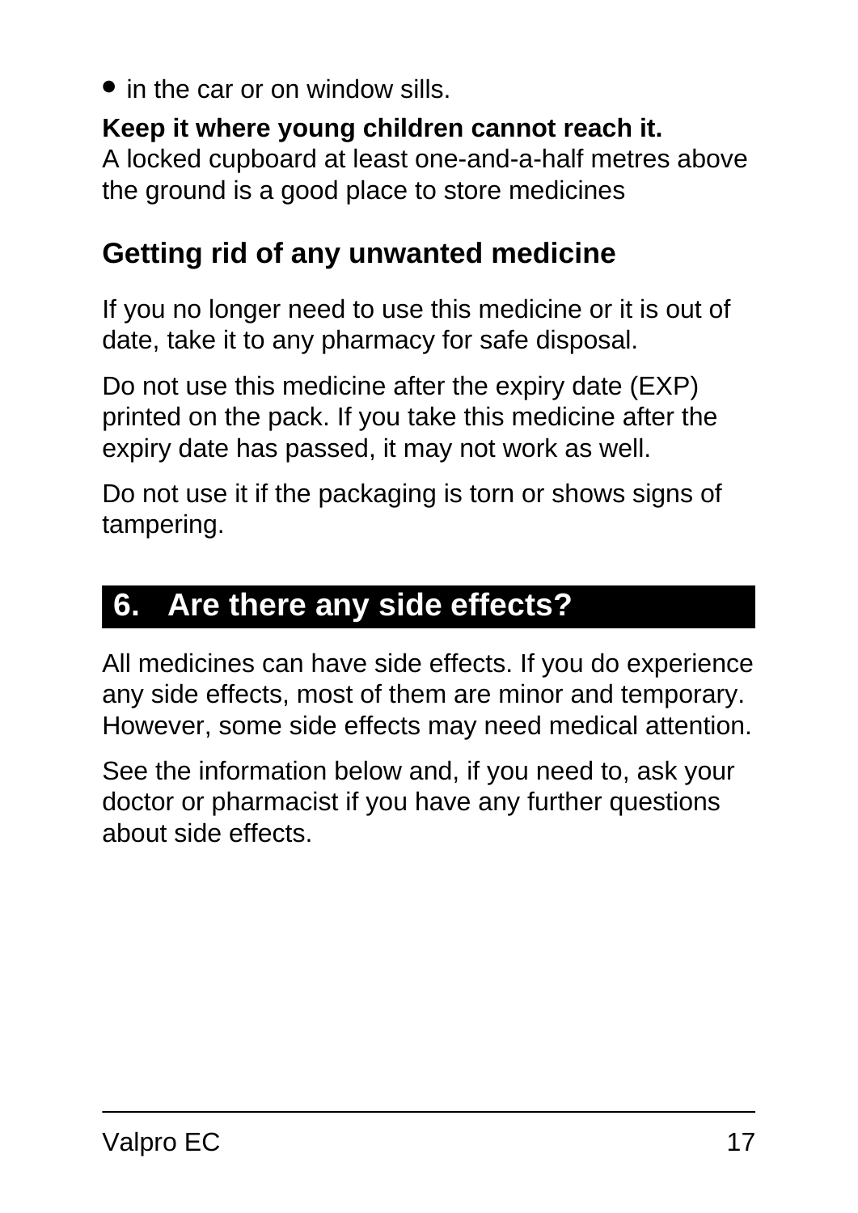- in the car or on window sills.

**Keep it where young children cannot reach it.**
A locked cupboard at least one-and-a-half metres above the ground is a good place to store medicines

### Getting rid of any unwanted medicine

If you no longer need to use this medicine or it is out of date, take it to any pharmacy for safe disposal.

Do not use this medicine after the expiry date (EXP) printed on the pack. If you take this medicine after the expiry date has passed, it may not work as well.

Do not use it if the packaging is torn or shows signs of tampering.

## 6. Are there any side effects?

All medicines can have side effects. If you do experience any side effects, most of them are minor and temporary. However, some side effects may need medical attention.

See the information below and, if you need to, ask your doctor or pharmacist if you have any further questions about side effects.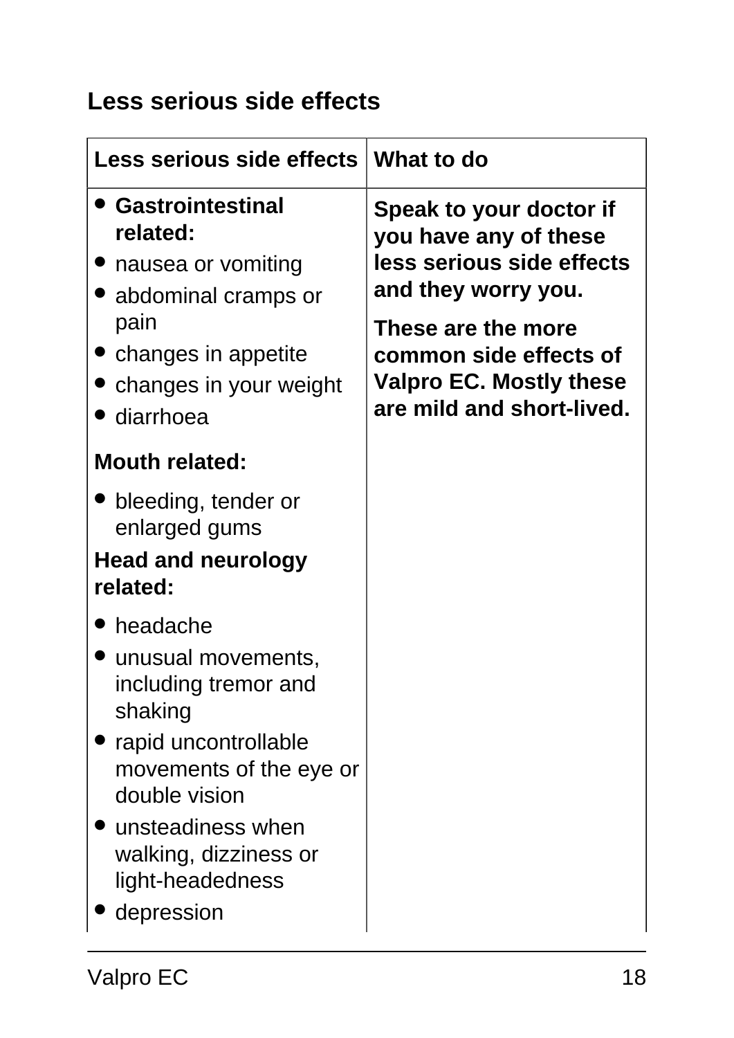## Less serious side effects

| Less serious side effects | What to do |
| --- | --- |
| • **Gastrointestinal related:**<br>• nausea or vomiting<br>• abdominal cramps or pain<br>• changes in appetite<br>• changes in your weight<br>• diarrhoea<br>**Mouth related:**<br>• bleeding, tender or enlarged gums<br>**Head and neurology related:**<br>• headache<br>• unusual movements, including tremor and shaking<br>• rapid uncontrollable movements of the eye or double vision<br>• unsteadiness when walking, dizziness or light-headedness<br>• depression | **Speak to your doctor if you have any of these less serious side effects and they worry you.**<br>**These are the more common side effects of Valpro EC. Mostly these are mild and short-lived.** |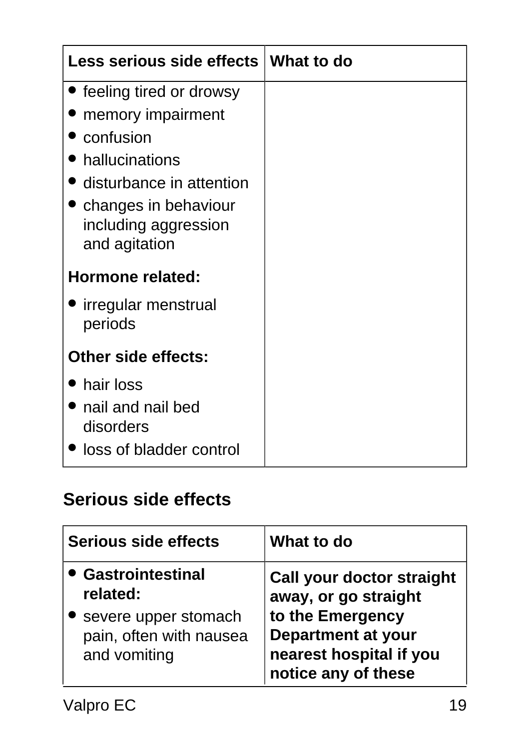| Less serious side effects | What to do |
| --- | --- |
| • feeling tired or drowsy<br>• memory impairment<br>• confusion<br>• hallucinations<br>• disturbance in attention<br>• changes in behaviour including aggression and agitation<br><br>**Hormone related:**<br>• irregular menstrual periods<br><br>**Other side effects:**<br>• hair loss<br>• nail and nail bed disorders<br>• loss of bladder control | |

## Serious side effects

| Serious side effects | What to do |
| --- | --- |
| • **Gastrointestinal related:**<br>• severe upper stomach pain, often with nausea and vomiting | **Call your doctor straight away, or go straight to the Emergency Department at your nearest hospital if you notice any of these** |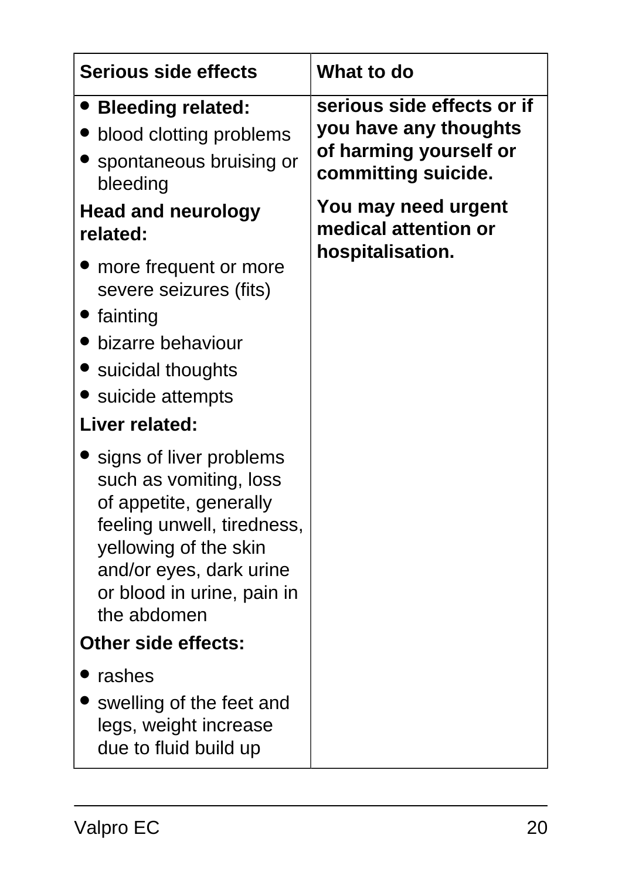| Serious side effects | What to do |
| --- | --- |
| • **Bleeding related:**<br>• blood clotting problems<br>• spontaneous bruising or bleeding<br>**Head and neurology related:**<br>• more frequent or more severe seizures (fits)<br>• fainting<br>• bizarre behaviour<br>• suicidal thoughts<br>• suicide attempts<br>**Liver related:**<br>• signs of liver problems such as vomiting, loss of appetite, generally feeling unwell, tiredness, yellowing of the skin and/or eyes, dark urine or blood in urine, pain in the abdomen<br>**Other side effects:**<br>• rashes<br>• swelling of the feet and legs, weight increase due to fluid build up | **serious side effects or if you have any thoughts of harming yourself or committing suicide.**<br>**You may need urgent medical attention or hospitalisation.** |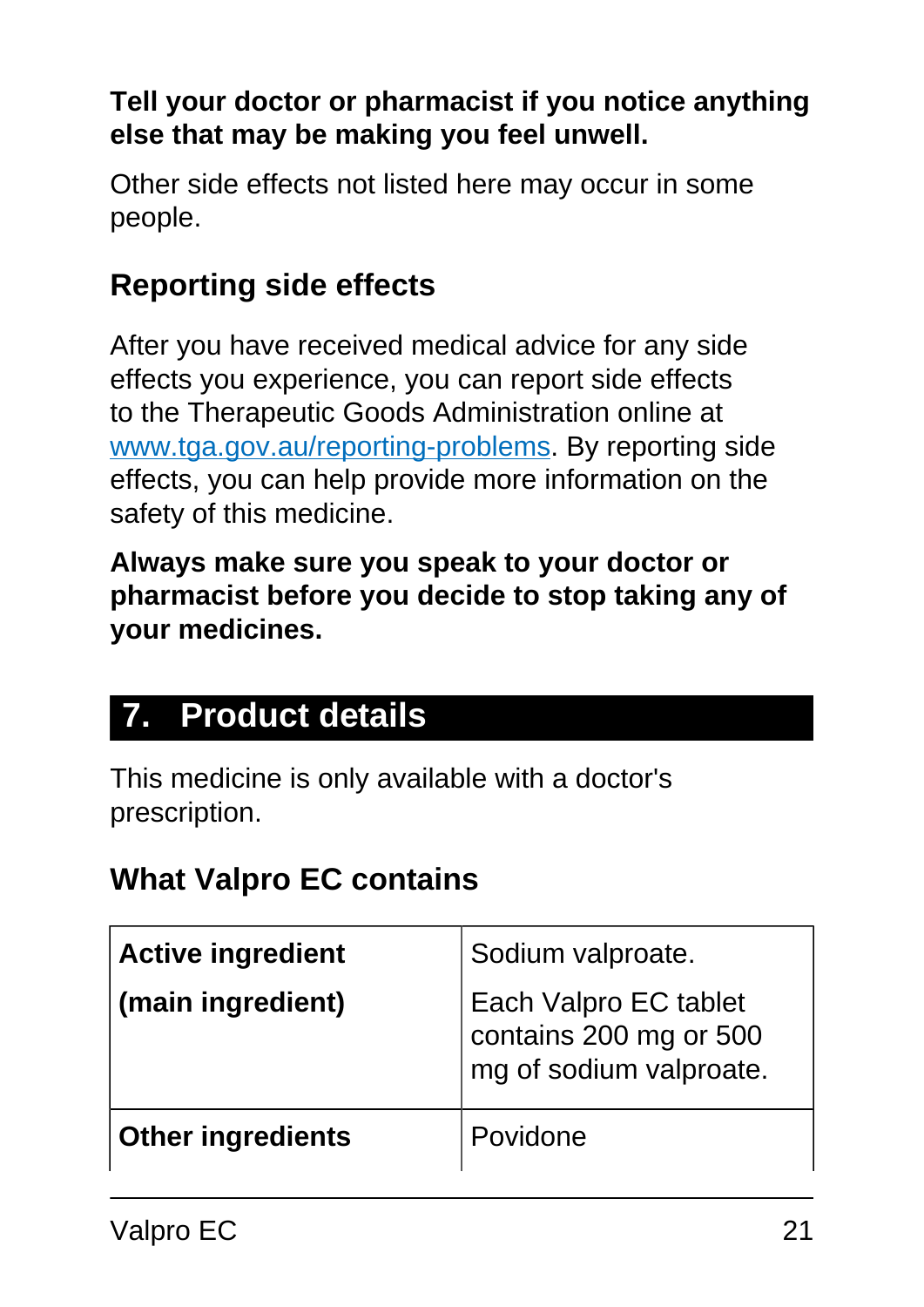**Tell your doctor or pharmacist if you notice anything else that may be making you feel unwell.**

Other side effects not listed here may occur in some people.

## Reporting side effects

After you have received medical advice for any side effects you experience, you can report side effects to the Therapeutic Goods Administration online at [www.tga.gov.au/reporting-problems](http://www.tga.gov.au/reporting-problems). By reporting side effects, you can help provide more information on the safety of this medicine.

**Always make sure you speak to your doctor or pharmacist before you decide to stop taking any of your medicines.**

# 7. Product details

This medicine is only available with a doctor's prescription.

## What Valpro EC contains

| **Active ingredient (main ingredient)** | Sodium valproate. Each Valpro EC tablet contains 200 mg or 500 mg of sodium valproate. |
|---|---|
| **Other ingredients** | Povidone |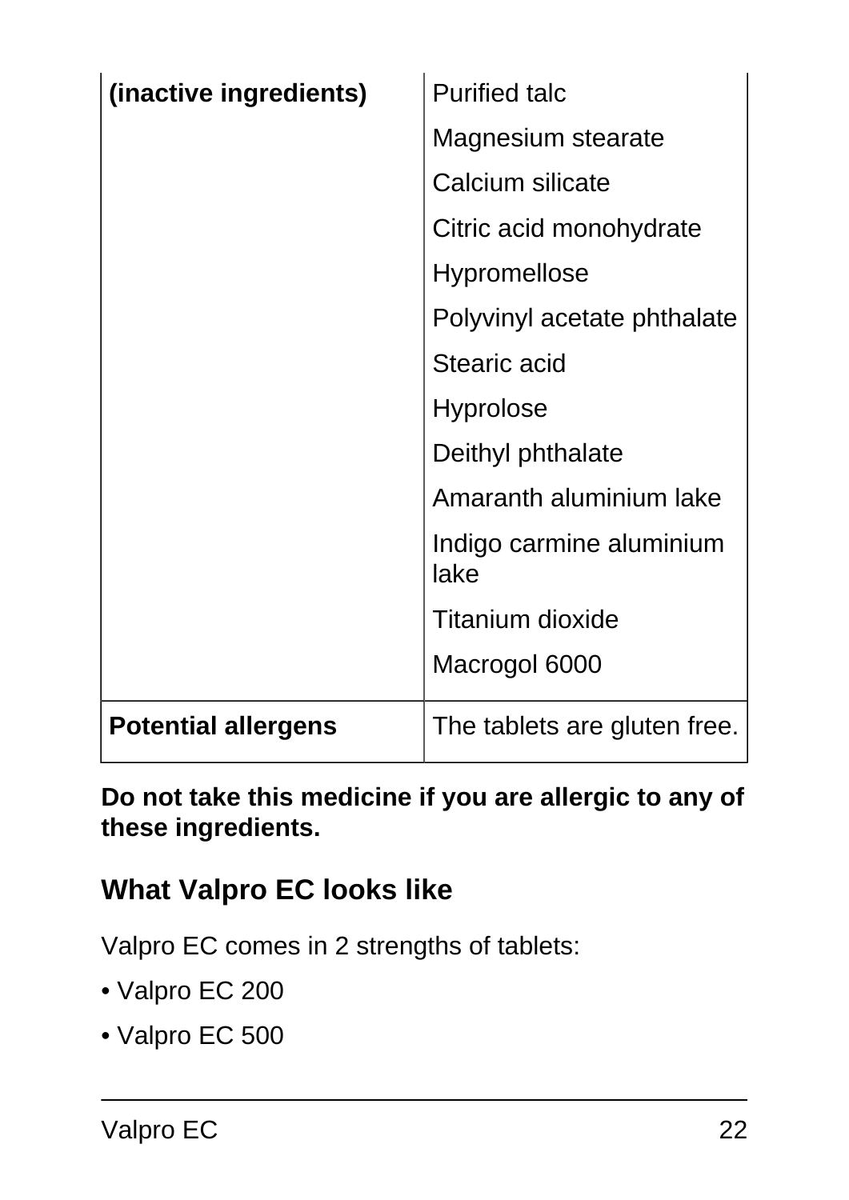| (inactive ingredients) | Purified talc<br>Magnesium stearate<br>Calcium silicate<br>Citric acid monohydrate<br>Hypromellose<br>Polyvinyl acetate phthalate<br>Stearic acid<br>Hyprolose<br>Deithyl phthalate<br>Amaranth aluminium lake<br>Indigo carmine aluminium lake<br>Titanium dioxide<br>Macrogol 6000 |
|---|---|
| **Potential allergens** | The tablets are gluten free. |

**Do not take this medicine if you are allergic to any of these ingredients.**

## What Valpro EC looks like

Valpro EC comes in 2 strengths of tablets:

- Valpro EC 200
- Valpro EC 500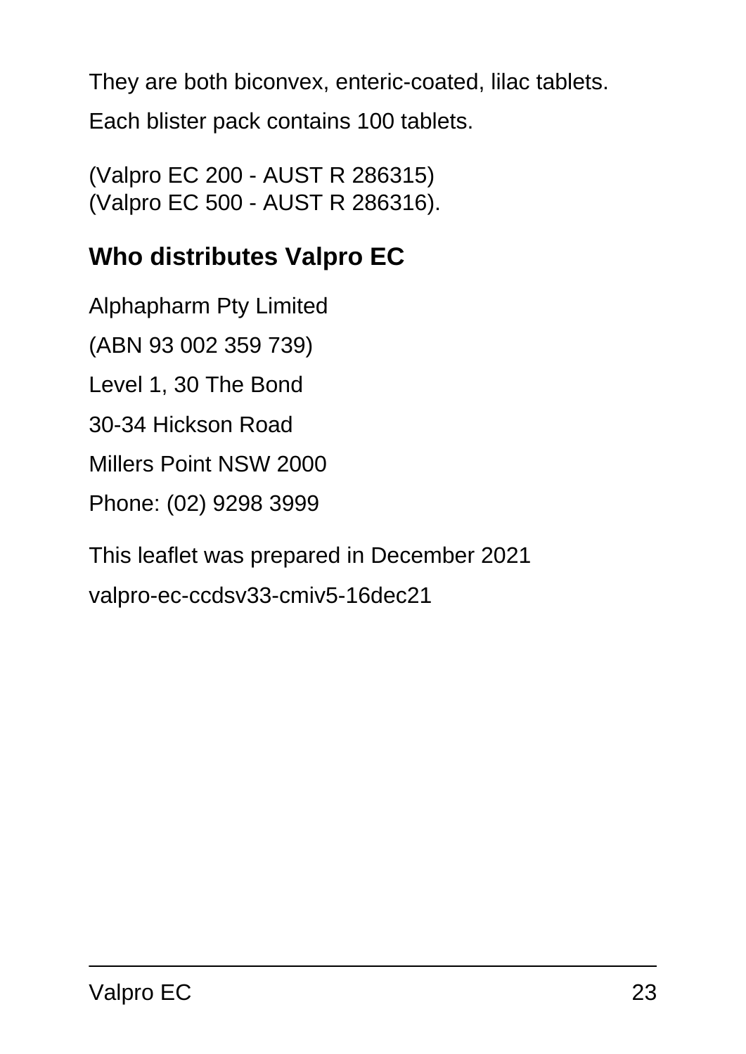They are both biconvex, enteric-coated, lilac tablets.

Each blister pack contains 100 tablets.

(Valpro EC 200 - AUST R 286315)
(Valpro EC 500 - AUST R 286316).

## Who distributes Valpro EC

Alphapharm Pty Limited

(ABN 93 002 359 739)

Level 1, 30 The Bond

30-34 Hickson Road

Millers Point NSW 2000

Phone: (02) 9298 3999

This leaflet was prepared in December 2021

valpro-ec-ccdsv33-cmiv5-16dec21